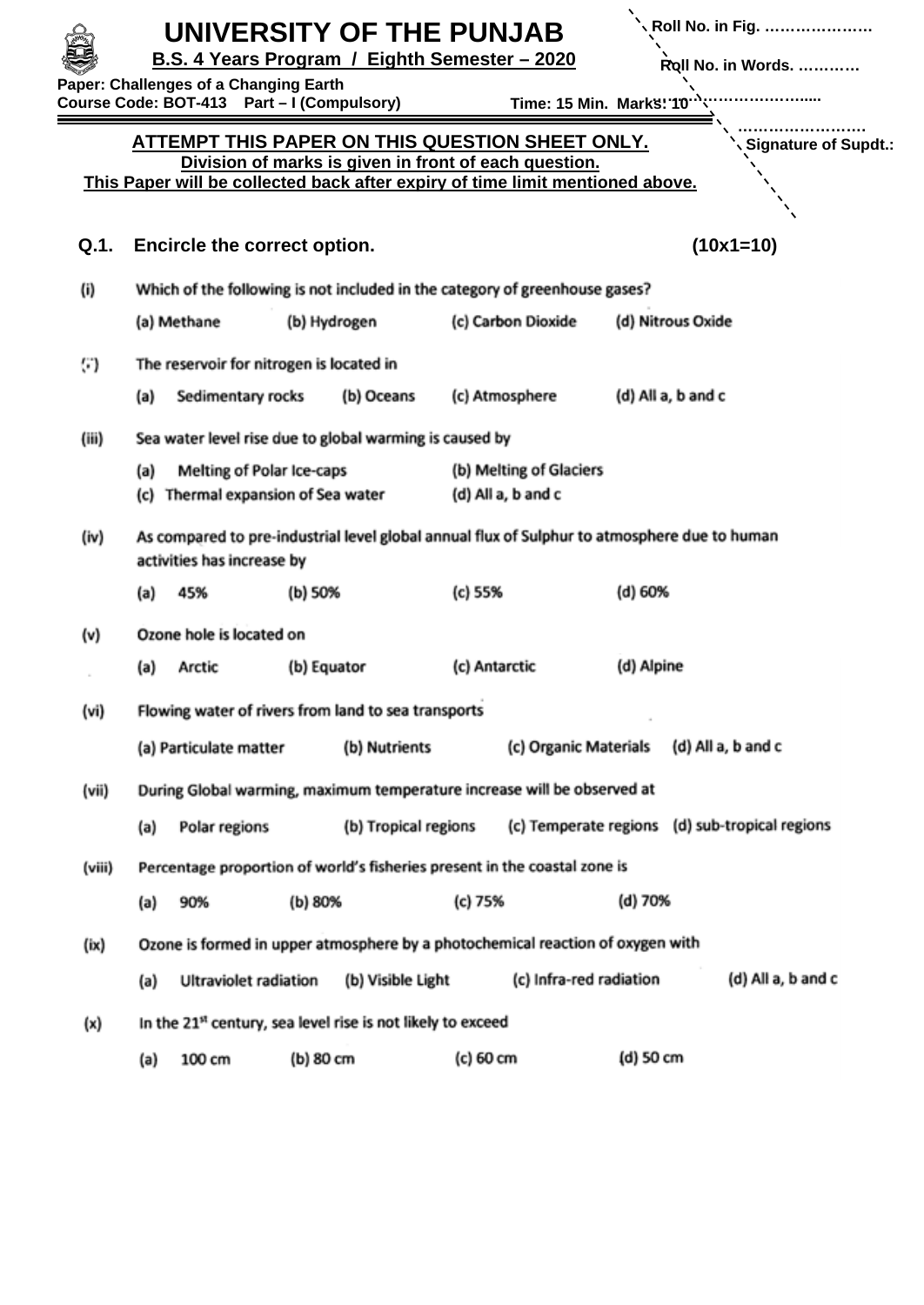# UNIVERSITY OF THE PUNJAB

**B.S. 4 Years Program / Eighth Semester – 2020**

**Paper: Challenges of a Changing Earth**
**Course Code: BOT-413 Part – I (Compulsory)** **Time: 15 Min. Marks: 10**

Roll No. in Fig. ………………….
Roll No. in Words. …………
…………………….....
……………………
Signature of Supdt.:

**ATTEMPT THIS PAPER ON THIS QUESTION SHEET ONLY.**
**Division of marks is given in front of each question.**
**This Paper will be collected back after expiry of time limit mentioned above.**

**Q.1. Encircle the correct option. (10x1=10)**

(i) Which of the following is not included in the category of greenhouse gases?

(a) Methane (b) Hydrogen (c) Carbon Dioxide (d) Nitrous Oxide

(ii) The reservoir for nitrogen is located in

(a) Sedimentary rocks (b) Oceans (c) Atmosphere (d) All a, b and c

(iii) Sea water level rise due to global warming is caused by

(a) Melting of Polar Ice-caps (b) Melting of Glaciers
(c) Thermal expansion of Sea water (d) All a, b and c

(iv) As compared to pre-industrial level global annual flux of Sulphur to atmosphere due to human activities has increase by

(a) 45% (b) 50% (c) 55% (d) 60%

(v) Ozone hole is located on

(a) Arctic (b) Equator (c) Antarctic (d) Alpine

(vi) Flowing water of rivers from land to sea transports

(a) Particulate matter (b) Nutrients (c) Organic Materials (d) All a, b and c

(vii) During Global warming, maximum temperature increase will be observed at

(a) Polar regions (b) Tropical regions (c) Temperate regions (d) sub-tropical regions

(viii) Percentage proportion of world's fisheries present in the coastal zone is

(a) 90% (b) 80% (c) 75% (d) 70%

(ix) Ozone is formed in upper atmosphere by a photochemical reaction of oxygen with

(a) Ultraviolet radiation (b) Visible Light (c) Infra-red radiation (d) All a, b and c

(x) In the 21st century, sea level rise is not likely to exceed

(a) 100 cm (b) 80 cm (c) 60 cm (d) 50 cm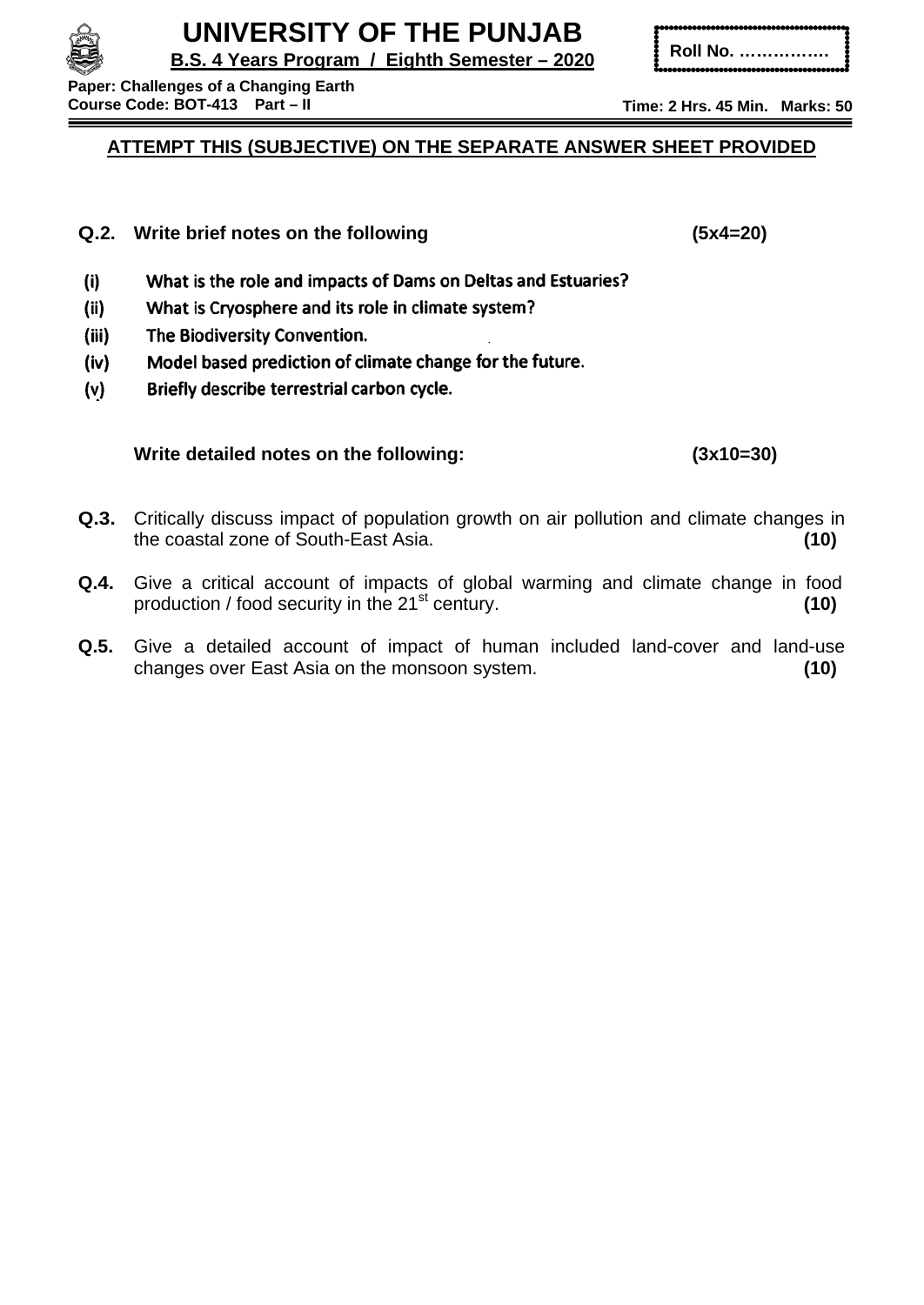# UNIVERSITY OF THE PUNJAB

**B.S. 4 Years Program / Eighth Semester – 2020**

**Roll No. …………….**

**Paper: Challenges of a Changing Earth**
**Course Code: BOT-413 Part – II**

**Time: 2 Hrs. 45 Min. Marks: 50**

**ATTEMPT THIS (SUBJECTIVE) ON THE SEPARATE ANSWER SHEET PROVIDED**

**Q.2. Write brief notes on the following (5x4=20)**

(i) What is the role and impacts of Dams on Deltas and Estuaries?

(ii) What is Cryosphere and its role in climate system?

(iii) The Biodiversity Convention.

(iv) Model based prediction of climate change for the future.

(v) Briefly describe terrestrial carbon cycle.

**Write detailed notes on the following: (3x10=30)**

**Q.3.** Critically discuss impact of population growth on air pollution and climate changes in the coastal zone of South-East Asia. **(10)**

**Q.4.** Give a critical account of impacts of global warming and climate change in food production / food security in the $21^{st}$ century. **(10)**

**Q.5.** Give a detailed account of impact of human included land-cover and land-use changes over East Asia on the monsoon system. **(10)**